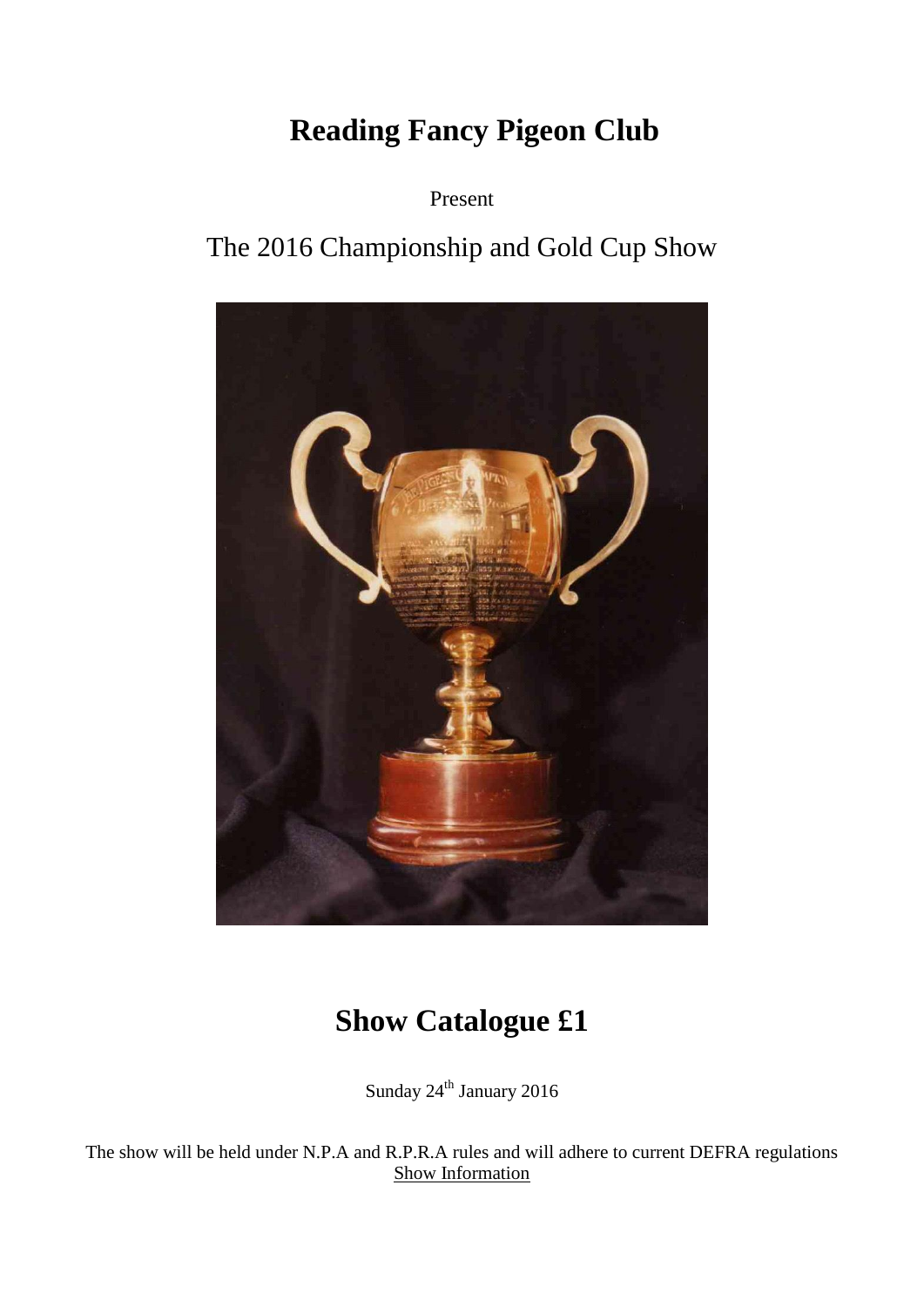# Reading Fancy Pigeon Club

Present

## The 2016 Championship and Gold Cup Show

# Show Catalogue £1

Sunday 24th January 2016

The show will be held under N.P.A and R.P.R.A rules and will adhere to current DEFRA regulations

Show Information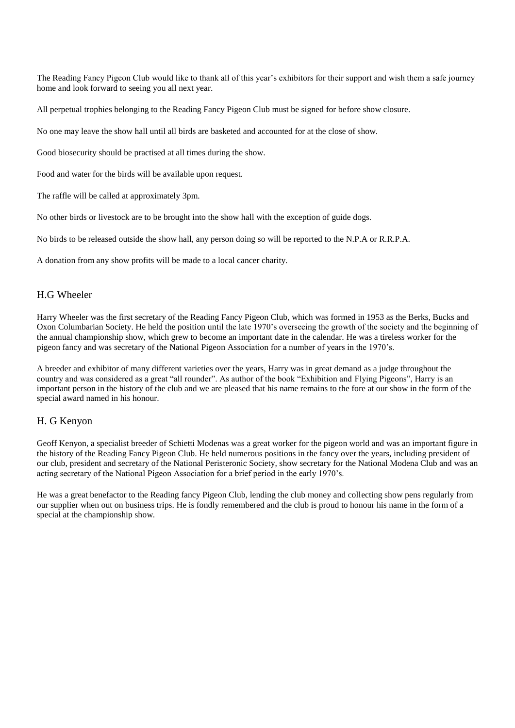The Reading Fancy Pigeon Club would like to thank all of this year's exhibitors for their support and wish them a safe journey home and look forward to seeing you all next year.

All perpetual trophies belonging to the Reading Fancy Pigeon Club must be signed for before show closure.

No one may leave the show hall until all birds are basketed and accounted for at the close of show.

Good biosecurity should be practised at all times during the show.

Food and water for the birds will be available upon request.

The raffle will be called at approximately 3pm.

No other birds or livestock are to be brought into the show hall with the exception of guide dogs.

No birds to be released outside the show hall, any person doing so will be reported to the N.P.A or R.R.P.A.

A donation from any show profits will be made to a local cancer charity.

## H.G Wheeler

Harry Wheeler was the first secretary of the Reading Fancy Pigeon Club, which was formed in 1953 as the Berks, Bucks and Oxon Columbarian Society. He held the position until the late 1970's overseeing the growth of the society and the beginning of the annual championship show, which grew to become an important date in the calendar. He was a tireless worker for the pigeon fancy and was secretary of the National Pigeon Association for a number of years in the 1970's.

A breeder and exhibitor of many different varieties over the years, Harry was in great demand as a judge throughout the country and was considered as a great "all rounder". As author of the book "Exhibition and Flying Pigeons", Harry is an important person in the history of the club and we are pleased that his name remains to the fore at our show in the form of the special award named in his honour.

## H. G Kenyon

Geoff Kenyon, a specialist breeder of Schietti Modenas was a great worker for the pigeon world and was an important figure in the history of the Reading Fancy Pigeon Club. He held numerous positions in the fancy over the years, including president of our club, president and secretary of the National Peristeronic Society, show secretary for the National Modena Club and was an acting secretary of the National Pigeon Association for a brief period in the early 1970's.

He was a great benefactor to the Reading fancy Pigeon Club, lending the club money and collecting show pens regularly from our supplier when out on business trips. He is fondly remembered and the club is proud to honour his name in the form of a special at the championship show.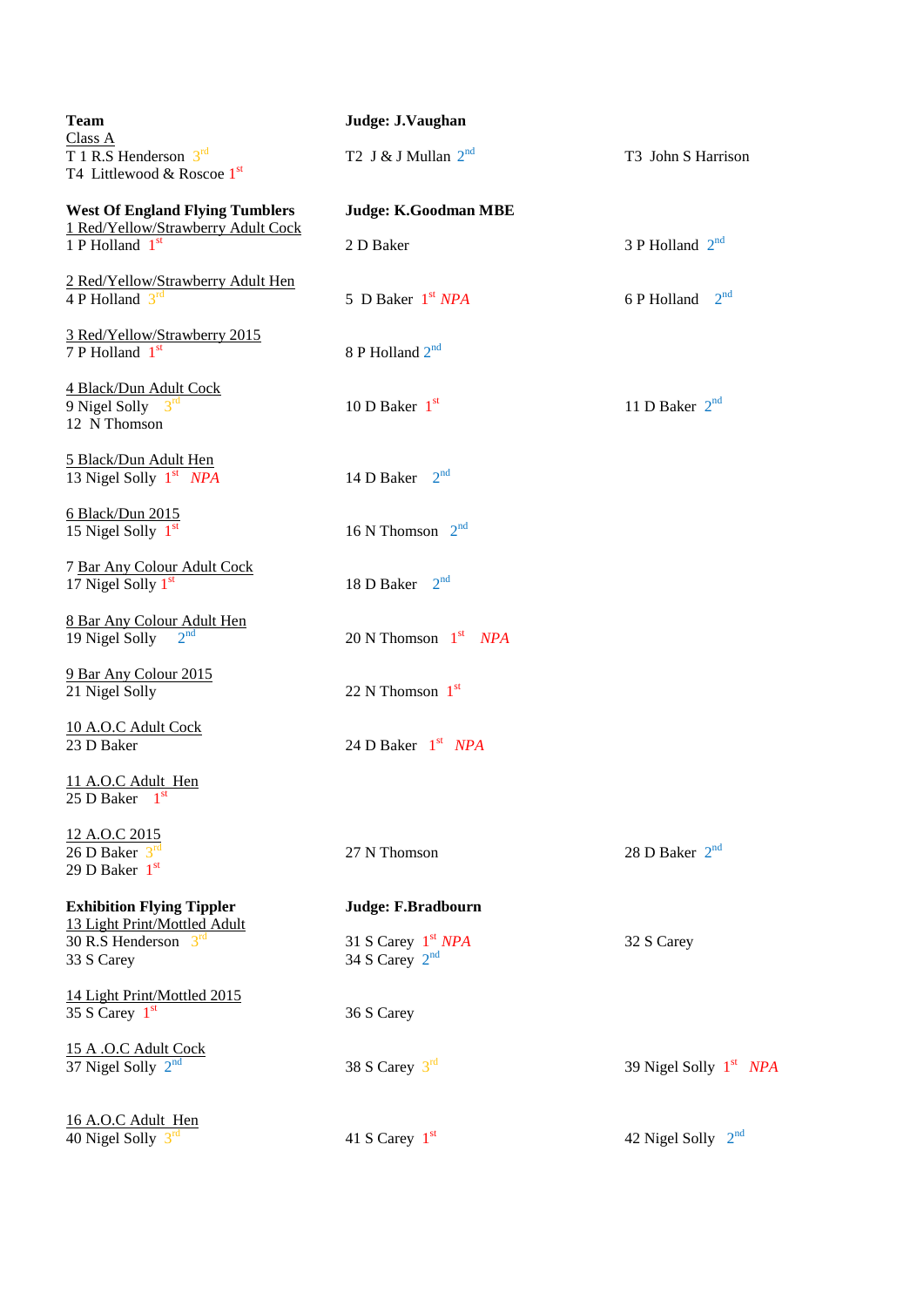**Team** — **Judge: J.Vaughan**

Class A

| | | |
|---|---|---|
| T 1 R.S Henderson 3rd | T2 J & J Mullan 2nd | T3 John S Harrison |
| T4 Littlewood & Roscoe 1st | | |

**West Of England Flying Tumblers** — **Judge: K.Goodman MBE**

1 Red/Yellow/Strawberry Adult Cock

| | | |
|---|---|---|
| 1 P Holland 1st | 2 D Baker | 3 P Holland 2nd |

2 Red/Yellow/Strawberry Adult Hen

| | | |
|---|---|---|
| 4 P Holland 3rd | 5 D Baker 1st *NPA* | 6 P Holland 2nd |

3 Red/Yellow/Strawberry 2015

| | | |
|---|---|---|
| 7 P Holland 1st | 8 P Holland 2nd | |

4 Black/Dun Adult Cock

| | | |
|---|---|---|
| 9 Nigel Solly 3rd | 10 D Baker 1st | 11 D Baker 2nd |
| 12 N Thomson | | |

5 Black/Dun Adult Hen

| | | |
|---|---|---|
| 13 Nigel Solly 1st *NPA* | 14 D Baker 2nd | |

6 Black/Dun 2015

| | | |
|---|---|---|
| 15 Nigel Solly 1st | 16 N Thomson 2nd | |

7 Bar Any Colour Adult Cock

| | | |
|---|---|---|
| 17 Nigel Solly 1st | 18 D Baker 2nd | |

8 Bar Any Colour Adult Hen

| | | |
|---|---|---|
| 19 Nigel Solly 2nd | 20 N Thomson 1st *NPA* | |

9 Bar Any Colour 2015

| | | |
|---|---|---|
| 21 Nigel Solly | 22 N Thomson 1st | |

10 A.O.C Adult Cock

| | | |
|---|---|---|
| 23 D Baker | 24 D Baker 1st *NPA* | |

11 A.O.C Adult Hen

| | | |
|---|---|---|
| 25 D Baker 1st | | |

12 A.O.C 2015

| | | |
|---|---|---|
| 26 D Baker 3rd | 27 N Thomson | 28 D Baker 2nd |
| 29 D Baker 1st | | |

**Exhibition Flying Tippler** — **Judge: F.Bradbourn**

13 Light Print/Mottled Adult

| | | |
|---|---|---|
| 30 R.S Henderson 3rd | 31 S Carey 1st *NPA* | 32 S Carey |
| 33 S Carey | 34 S Carey 2nd | |

14 Light Print/Mottled 2015

| | | |
|---|---|---|
| 35 S Carey 1st | 36 S Carey | |

15 A .O.C Adult Cock

| | | |
|---|---|---|
| 37 Nigel Solly 2nd | 38 S Carey 3rd | 39 Nigel Solly 1st *NPA* |

16 A.O.C Adult Hen

| | | |
|---|---|---|
| 40 Nigel Solly 3rd | 41 S Carey 1st | 42 Nigel Solly 2nd |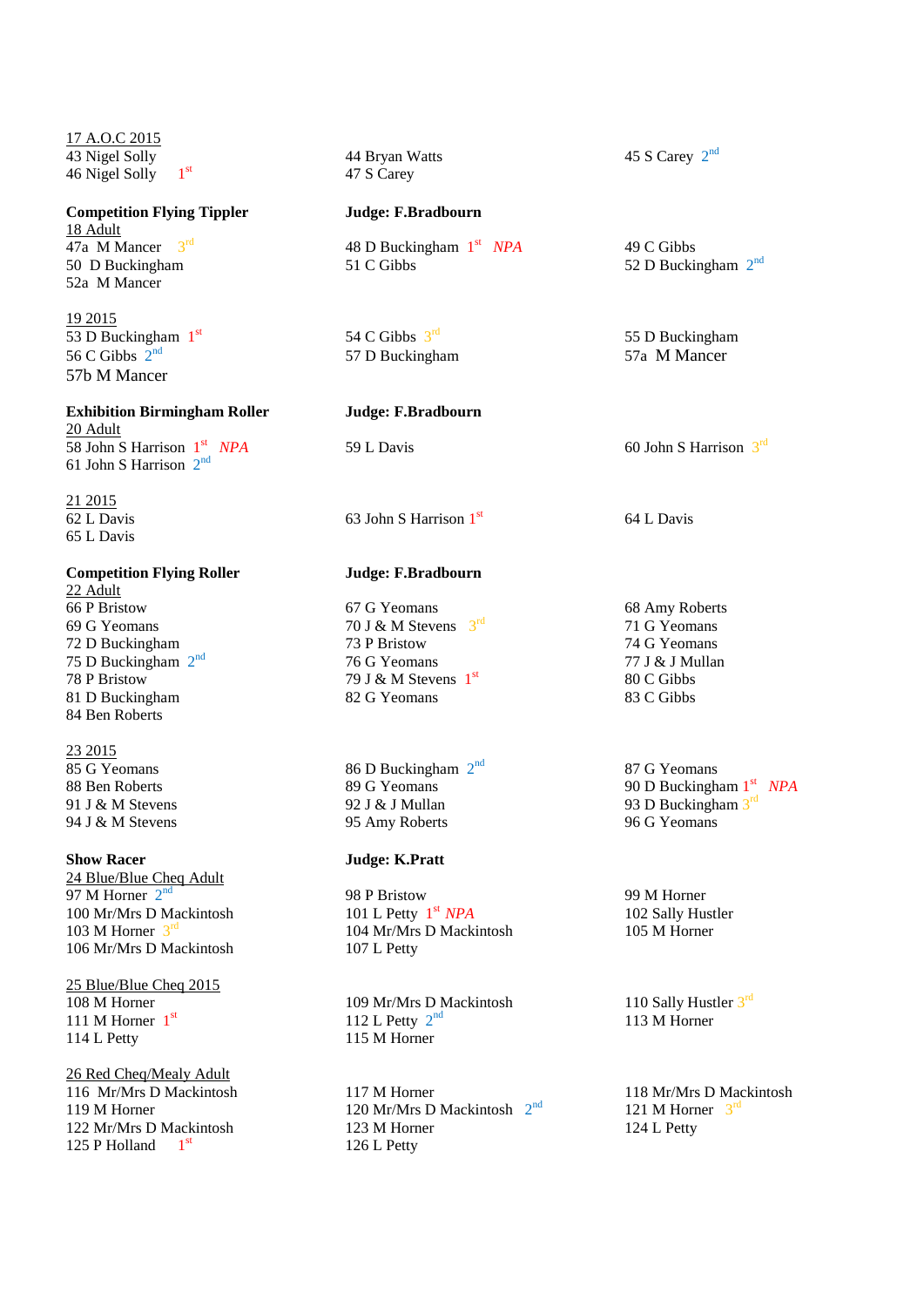17 A.O.C 2015

43 Nigel Solly
46 Nigel Solly 1st
44 Bryan Watts
47 S Carey
45 S Carey 2nd

**Competition Flying Tippler** **Judge: F.Bradbourn**

18 Adult

47a M Mancer 3rd
50 D Buckingham
52a M Mancer
48 D Buckingham 1st *NPA*
51 C Gibbs
49 C Gibbs
52 D Buckingham 2nd

19 2015

53 D Buckingham 1st
56 C Gibbs 2nd
57b M Mancer
54 C Gibbs 3rd
57 D Buckingham
55 D Buckingham
57a M Mancer

**Exhibition Birmingham Roller** **Judge: F.Bradbourn**

20 Adult

58 John S Harrison 1st *NPA*
61 John S Harrison 2nd
59 L Davis
60 John S Harrison 3rd

21 2015

62 L Davis
65 L Davis
63 John S Harrison 1st
64 L Davis

**Competition Flying Roller** **Judge: F.Bradbourn**

22 Adult

66 P Bristow
69 G Yeomans
72 D Buckingham
75 D Buckingham 2nd
78 P Bristow
81 D Buckingham
84 Ben Roberts
67 G Yeomans
70 J & M Stevens 3rd
73 P Bristow
76 G Yeomans
79 J & M Stevens 1st
82 G Yeomans
68 Amy Roberts
71 G Yeomans
74 G Yeomans
77 J & J Mullan
80 C Gibbs
83 C Gibbs

23 2015

85 G Yeomans
88 Ben Roberts
91 J & M Stevens
94 J & M Stevens
86 D Buckingham 2nd
89 G Yeomans
92 J & J Mullan
95 Amy Roberts
87 G Yeomans
90 D Buckingham 1st *NPA*
93 D Buckingham 3rd
96 G Yeomans

**Show Racer** **Judge: K.Pratt**

24 Blue/Blue Cheq Adult

97 M Horner 2nd
100 Mr/Mrs D Mackintosh
103 M Horner 3rd
106 Mr/Mrs D Mackintosh
98 P Bristow
101 L Petty 1st *NPA*
104 Mr/Mrs D Mackintosh
107 L Petty
99 M Horner
102 Sally Hustler
105 M Horner

25 Blue/Blue Cheq 2015

108 M Horner
111 M Horner 1st
114 L Petty
109 Mr/Mrs D Mackintosh
112 L Petty 2nd
115 M Horner
110 Sally Hustler 3rd
113 M Horner

26 Red Cheq/Mealy Adult

116 Mr/Mrs D Mackintosh
119 M Horner
122 Mr/Mrs D Mackintosh
125 P Holland 1st
117 M Horner
120 Mr/Mrs D Mackintosh 2nd
123 M Horner
126 L Petty
118 Mr/Mrs D Mackintosh
121 M Horner 3rd
124 L Petty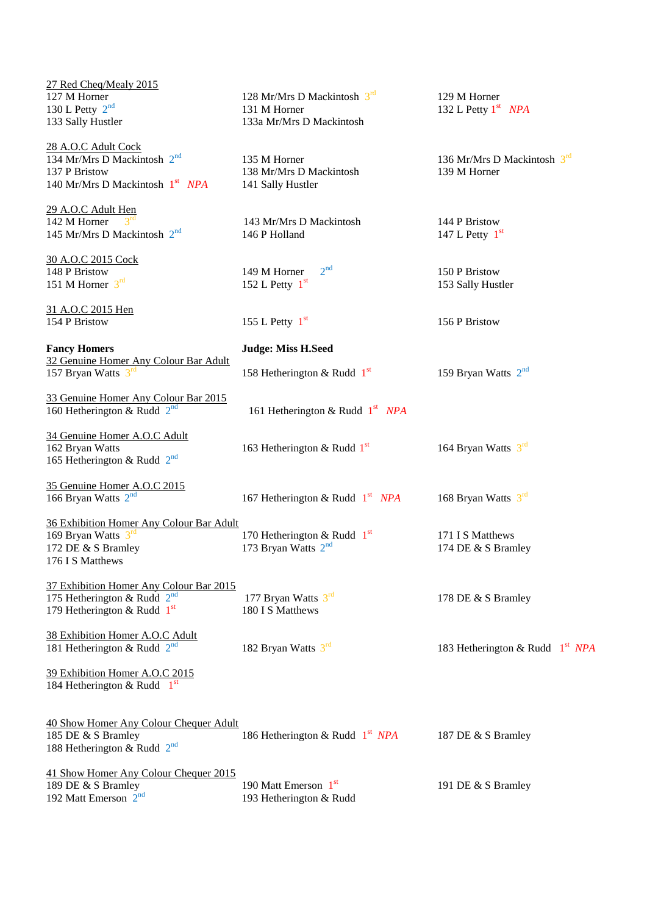27 Red Cheq/Mealy 2015

127 M Horner
128 Mr/Mrs D Mackintosh 3rd
129 M Horner
130 L Petty 2nd
131 M Horner
132 L Petty 1st *NPA*
133 Sally Hustler
133a Mr/Mrs D Mackintosh

28 A.O.C Adult Cock

134 Mr/Mrs D Mackintosh 2nd
135 M Horner
136 Mr/Mrs D Mackintosh 3rd
137 P Bristow
138 Mr/Mrs D Mackintosh
139 M Horner
140 Mr/Mrs D Mackintosh 1st *NPA*
141 Sally Hustler

29 A.O.C Adult Hen

142 M Horner 3rd
143 Mr/Mrs D Mackintosh
144 P Bristow
145 Mr/Mrs D Mackintosh 2nd
146 P Holland
147 L Petty 1st

30 A.O.C 2015 Cock

148 P Bristow
149 M Horner 2nd
150 P Bristow
151 M Horner 3rd
152 L Petty 1st
153 Sally Hustler

31 A.O.C 2015 Hen

154 P Bristow
155 L Petty 1st
156 P Bristow

**Fancy Homers** **Judge: Miss H.Seed**

32 Genuine Homer Any Colour Bar Adult

157 Bryan Watts 3rd
158 Hetherington & Rudd 1st
159 Bryan Watts 2nd

33 Genuine Homer Any Colour Bar 2015

160 Hetherington & Rudd 2nd
161 Hetherington & Rudd 1st *NPA*

34 Genuine Homer A.O.C Adult

162 Bryan Watts
163 Hetherington & Rudd 1st
164 Bryan Watts 3rd
165 Hetherington & Rudd 2nd

35 Genuine Homer A.O.C 2015

166 Bryan Watts 2nd
167 Hetherington & Rudd 1st *NPA*
168 Bryan Watts 3rd

36 Exhibition Homer Any Colour Bar Adult

169 Bryan Watts 3rd
170 Hetherington & Rudd 1st
171 I S Matthews
172 DE & S Bramley
173 Bryan Watts 2nd
174 DE & S Bramley
176 I S Matthews

37 Exhibition Homer Any Colour Bar 2015

175 Hetherington & Rudd 2nd
177 Bryan Watts 3rd
178 DE & S Bramley
179 Hetherington & Rudd 1st
180 I S Matthews

38 Exhibition Homer A.O.C Adult

181 Hetherington & Rudd 2nd
182 Bryan Watts 3rd
183 Hetherington & Rudd 1st *NPA*

39 Exhibition Homer A.O.C 2015

184 Hetherington & Rudd 1st

40 Show Homer Any Colour Chequer Adult

185 DE & S Bramley
186 Hetherington & Rudd 1st *NPA*
187 DE & S Bramley
188 Hetherington & Rudd 2nd

41 Show Homer Any Colour Chequer 2015

189 DE & S Bramley
190 Matt Emerson 1st
191 DE & S Bramley
192 Matt Emerson 2nd
193 Hetherington & Rudd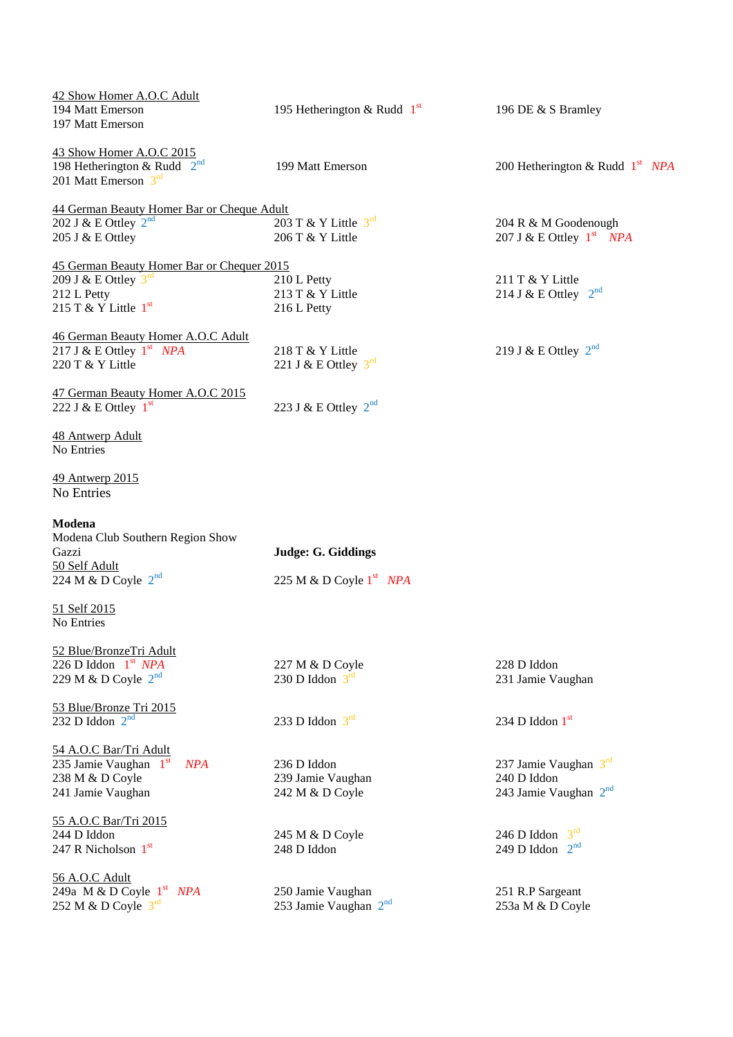<u>42 Show Homer A.O.C Adult</u>

194 Matt Emerson
197 Matt Emerson
195 Hetherington & Rudd 1st
196 DE & S Bramley

<u>43 Show Homer A.O.C 2015</u>

198 Hetherington & Rudd 2nd
201 Matt Emerson 3rd
199 Matt Emerson
200 Hetherington & Rudd 1st *NPA*

<u>44 German Beauty Homer Bar or Cheque Adult</u>

202 J & E Ottley 2nd
205 J & E Ottley
203 T & Y Little 3rd
206 T & Y Little
204 R & M Goodenough
207 J & E Ottley 1st *NPA*

<u>45 German Beauty Homer Bar or Chequer 2015</u>

209 J & E Ottley 3rd
212 L Petty
215 T & Y Little 1st
210 L Petty
213 T & Y Little
216 L Petty
211 T & Y Little
214 J & E Ottley 2nd

<u>46 German Beauty Homer A.O.C Adult</u>

217 J & E Ottley 1st *NPA*
220 T & Y Little
218 T & Y Little
221 J & E Ottley 3rd
219 J & E Ottley 2nd

<u>47 German Beauty Homer A.O.C 2015</u>

222 J & E Ottley 1st
223 J & E Ottley 2nd

<u>48 Antwerp Adult</u>

No Entries

<u>49 Antwerp 2015</u>

No Entries

**Modena**

Modena Club Southern Region Show

Gazzi

**Judge: G. Giddings**

<u>50 Self Adult</u>

224 M & D Coyle 2nd
225 M & D Coyle 1st *NPA*

<u>51 Self 2015</u>

No Entries

<u>52 Blue/BronzeTri Adult</u>

226 D Iddon 1st *NPA*
229 M & D Coyle 2nd
227 M & D Coyle
230 D Iddon 3rd
228 D Iddon
231 Jamie Vaughan

<u>53 Blue/Bronze Tri 2015</u>

232 D Iddon 2nd
233 D Iddon 3rd
234 D Iddon 1st

<u>54 A.O.C Bar/Tri Adult</u>

235 Jamie Vaughan 1st *NPA*
238 M & D Coyle
241 Jamie Vaughan
236 D Iddon
239 Jamie Vaughan
242 M & D Coyle
237 Jamie Vaughan 3rd
240 D Iddon
243 Jamie Vaughan 2nd

<u>55 A.O.C Bar/Tri 2015</u>

244 D Iddon
247 R Nicholson 1st
245 M & D Coyle
248 D Iddon
246 D Iddon 3rd
249 D Iddon 2nd

<u>56 A.O.C Adult</u>

249a M & D Coyle 1st *NPA*
252 M & D Coyle 3rd
250 Jamie Vaughan
253 Jamie Vaughan 2nd
251 R.P Sargeant
253a M & D Coyle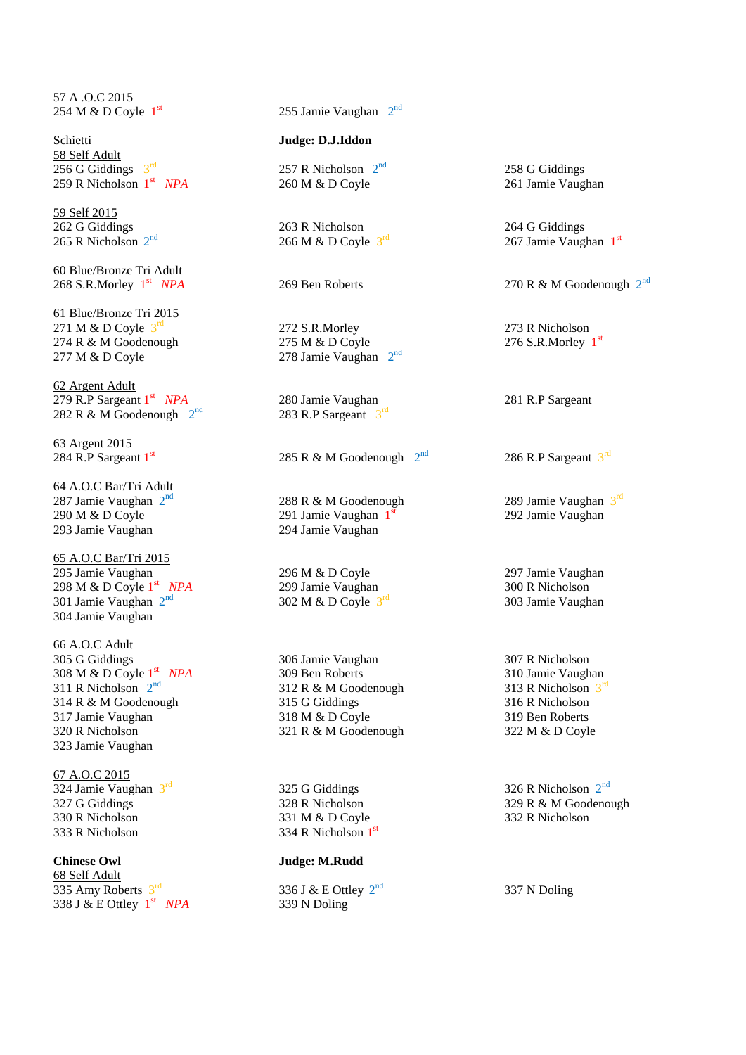57 A .O.C 2015

254 M & D Coyle 1st

255 Jamie Vaughan 2nd

Schietti

**Judge: D.J.Iddon**

58 Self Adult

256 G Giddings 3rd

257 R Nicholson 2nd

258 G Giddings

259 R Nicholson 1st *NPA*

260 M & D Coyle

261 Jamie Vaughan

59 Self 2015

262 G Giddings

263 R Nicholson

264 G Giddings

265 R Nicholson 2nd

266 M & D Coyle 3rd

267 Jamie Vaughan 1st

60 Blue/Bronze Tri Adult

268 S.R.Morley 1st *NPA*

269 Ben Roberts

270 R & M Goodenough 2nd

61 Blue/Bronze Tri 2015

271 M & D Coyle 3rd

272 S.R.Morley

273 R Nicholson

274 R & M Goodenough

275 M & D Coyle

276 S.R.Morley 1st

277 M & D Coyle

278 Jamie Vaughan 2nd

62 Argent Adult

279 R.P Sargeant 1st *NPA*

280 Jamie Vaughan

281 R.P Sargeant

282 R & M Goodenough 2nd

283 R.P Sargeant 3rd

63 Argent 2015

284 R.P Sargeant 1st

285 R & M Goodenough 2nd

286 R.P Sargeant 3rd

64 A.O.C Bar/Tri Adult

287 Jamie Vaughan 2nd

288 R & M Goodenough

289 Jamie Vaughan 3rd

290 M & D Coyle

291 Jamie Vaughan 1st

292 Jamie Vaughan

293 Jamie Vaughan

294 Jamie Vaughan

65 A.O.C Bar/Tri 2015

295 Jamie Vaughan

296 M & D Coyle

297 Jamie Vaughan

298 M & D Coyle 1st *NPA*

299 Jamie Vaughan

300 R Nicholson

301 Jamie Vaughan 2nd

302 M & D Coyle 3rd

303 Jamie Vaughan

304 Jamie Vaughan

66 A.O.C Adult

305 G Giddings

306 Jamie Vaughan

307 R Nicholson

308 M & D Coyle 1st *NPA*

309 Ben Roberts

310 Jamie Vaughan

311 R Nicholson 2nd

312 R & M Goodenough

313 R Nicholson 3rd

314 R & M Goodenough

315 G Giddings

316 R Nicholson

317 Jamie Vaughan

318 M & D Coyle

319 Ben Roberts

320 R Nicholson

321 R & M Goodenough

322 M & D Coyle

323 Jamie Vaughan

67 A.O.C 2015

324 Jamie Vaughan 3rd

325 G Giddings

326 R Nicholson 2nd

327 G Giddings

328 R Nicholson

329 R & M Goodenough

330 R Nicholson

331 M & D Coyle

332 R Nicholson

333 R Nicholson

334 R Nicholson 1st

**Chinese Owl**

**Judge: M.Rudd**

68 Self Adult

335 Amy Roberts 3rd

336 J & E Ottley 2nd

337 N Doling

338 J & E Ottley 1st *NPA*

339 N Doling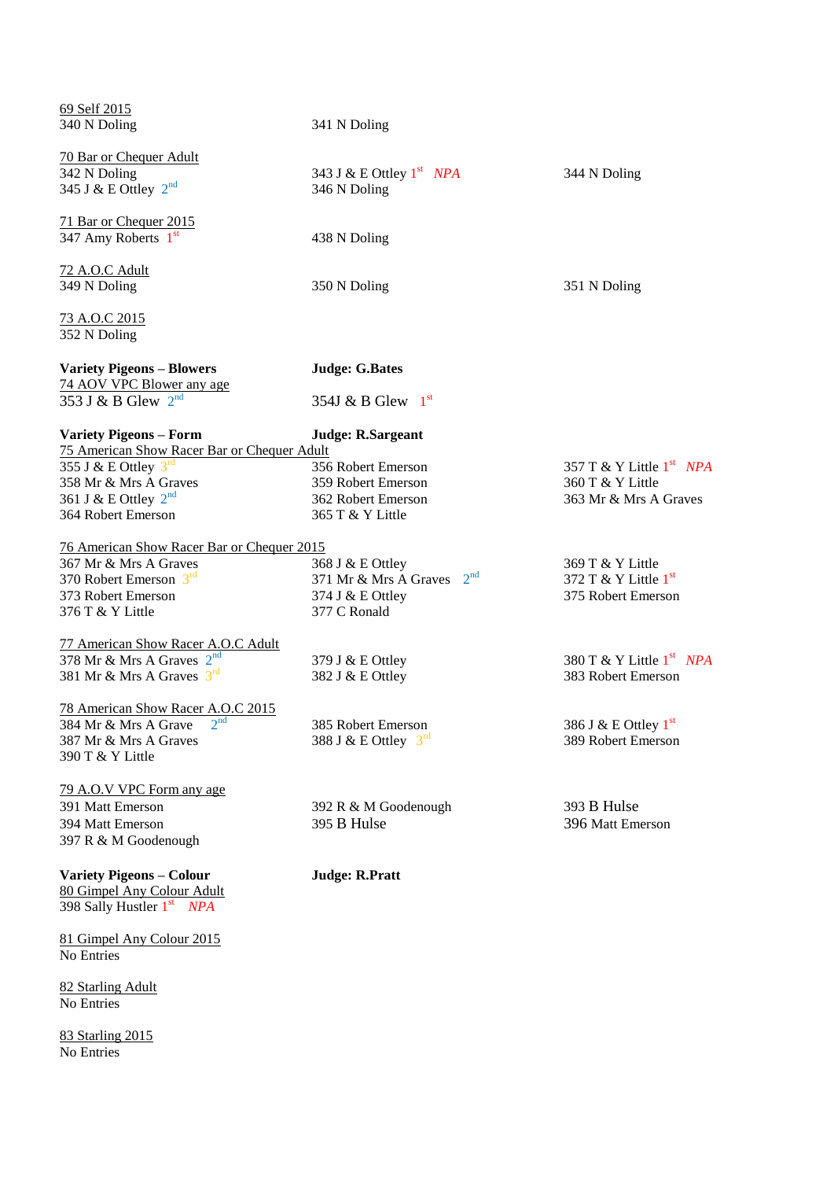<u>69 Self 2015</u>
340 N Doling
341 N Doling

<u>70 Bar or Chequer Adult</u>
342 N Doling
343 J & E Ottley 1st *NPA*
344 N Doling
345 J & E Ottley 2nd
346 N Doling

<u>71 Bar or Chequer 2015</u>
347 Amy Roberts 1st
438 N Doling

<u>72 A.O.C Adult</u>
349 N Doling
350 N Doling
351 N Doling

<u>73 A.O.C 2015</u>
352 N Doling

**Variety Pigeons – Blowers** **Judge: G.Bates**

<u>74 AOV VPC Blower any age</u>
353 J & B Glew 2nd
354J & B Glew 1st

**Variety Pigeons – Form** **Judge: R.Sargeant**

<u>75 American Show Racer Bar or Chequer Adult</u>
355 J & E Ottley 3rd
356 Robert Emerson
357 T & Y Little 1st *NPA*
358 Mr & Mrs A Graves
359 Robert Emerson
360 T & Y Little
361 J & E Ottley 2nd
362 Robert Emerson
363 Mr & Mrs A Graves
364 Robert Emerson
365 T & Y Little

<u>76 American Show Racer Bar or Chequer 2015</u>
367 Mr & Mrs A Graves
368 J & E Ottley
369 T & Y Little
370 Robert Emerson 3rd
371 Mr & Mrs A Graves 2nd
372 T & Y Little 1st
373 Robert Emerson
374 J & E Ottley
375 Robert Emerson
376 T & Y Little
377 C Ronald

<u>77 American Show Racer A.O.C Adult</u>
378 Mr & Mrs A Graves 2nd
379 J & E Ottley
380 T & Y Little 1st *NPA*
381 Mr & Mrs A Graves 3rd
382 J & E Ottley
383 Robert Emerson

<u>78 American Show Racer A.O.C 2015</u>
384 Mr & Mrs A Grave 2nd
385 Robert Emerson
386 J & E Ottley 1st
387 Mr & Mrs A Graves
388 J & E Ottley 3rd
389 Robert Emerson
390 T & Y Little

<u>79 A.O.V VPC Form any age</u>
391 Matt Emerson
392 R & M Goodenough
393 B Hulse
394 Matt Emerson
395 B Hulse
396 Matt Emerson
397 R & M Goodenough

**Variety Pigeons – Colour** **Judge: R.Pratt**

<u>80 Gimpel Any Colour Adult</u>
398 Sally Hustler 1st *NPA*

<u>81 Gimpel Any Colour 2015</u>
No Entries

<u>82 Starling Adult</u>
No Entries

<u>83 Starling 2015</u>
No Entries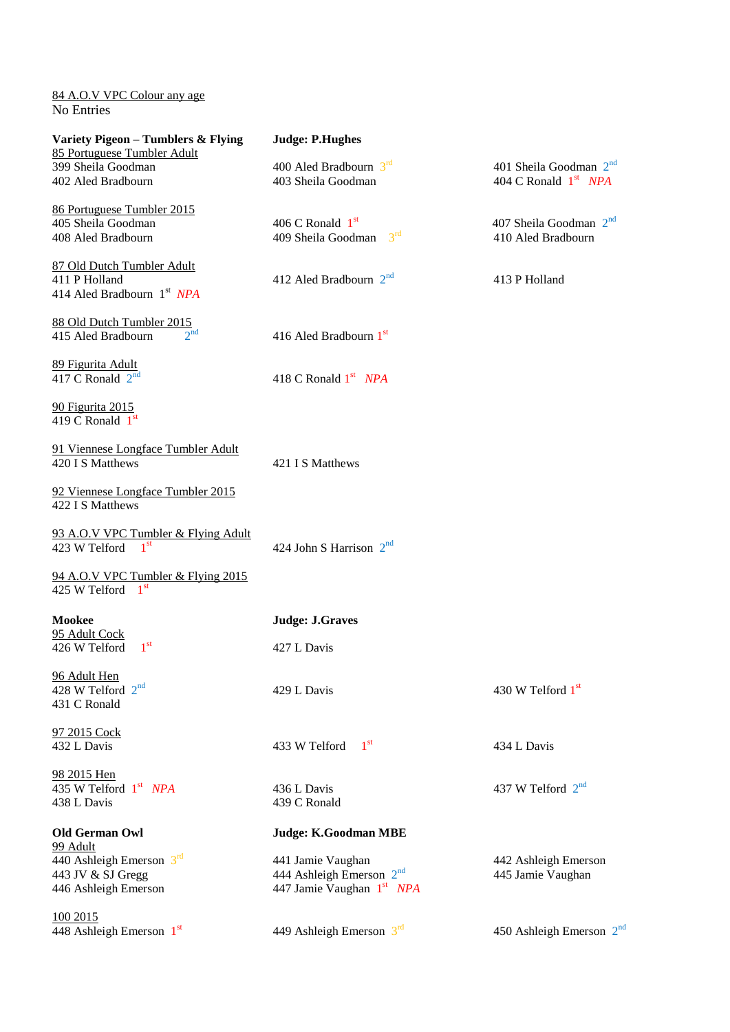84 A.O.V VPC Colour any age
No Entries

**Variety Pigeon – Tumblers & Flying** **Judge: P.Hughes**

85 Portuguese Tumbler Adult
399 Sheila Goodman
400 Aled Bradbourn 3rd
401 Sheila Goodman 2nd
402 Aled Bradbourn
403 Sheila Goodman
404 C Ronald 1st *NPA*

86 Portuguese Tumbler 2015
405 Sheila Goodman
406 C Ronald 1st
407 Sheila Goodman 2nd
408 Aled Bradbourn
409 Sheila Goodman 3rd
410 Aled Bradbourn

87 Old Dutch Tumbler Adult
411 P Holland
412 Aled Bradbourn 2nd
413 P Holland
414 Aled Bradbourn 1st *NPA*

88 Old Dutch Tumbler 2015
415 Aled Bradbourn 2nd
416 Aled Bradbourn 1st

89 Figurita Adult
417 C Ronald 2nd
418 C Ronald 1st *NPA*

90 Figurita 2015
419 C Ronald 1st

91 Viennese Longface Tumbler Adult
420 I S Matthews
421 I S Matthews

92 Viennese Longface Tumbler 2015
422 I S Matthews

93 A.O.V VPC Tumbler & Flying Adult
423 W Telford 1st
424 John S Harrison 2nd

94 A.O.V VPC Tumbler & Flying 2015
425 W Telford 1st

**Mookee** **Judge: J.Graves**

95 Adult Cock
426 W Telford 1st
427 L Davis

96 Adult Hen
428 W Telford 2nd
429 L Davis
430 W Telford 1st
431 C Ronald

97 2015 Cock
432 L Davis
433 W Telford 1st
434 L Davis

98 2015 Hen
435 W Telford 1st *NPA*
436 L Davis
437 W Telford 2nd
438 L Davis
439 C Ronald

**Old German Owl** **Judge: K.Goodman MBE**

99 Adult
440 Ashleigh Emerson 3rd
441 Jamie Vaughan
442 Ashleigh Emerson
443 JV & SJ Gregg
444 Ashleigh Emerson 2nd
445 Jamie Vaughan
446 Ashleigh Emerson
447 Jamie Vaughan 1st *NPA*

100 2015
448 Ashleigh Emerson 1st
449 Ashleigh Emerson 3rd
450 Ashleigh Emerson 2nd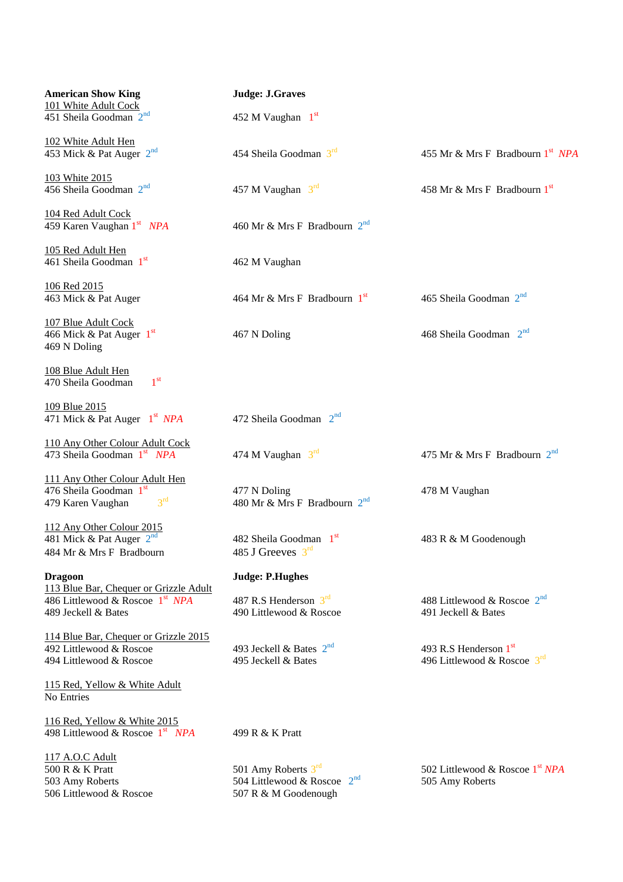**American Show King** **Judge: J.Graves**

101 White Adult Cock

451 Sheila Goodman 2nd
452 M Vaughan 1st

102 White Adult Hen

453 Mick & Pat Auger 2nd
454 Sheila Goodman 3rd
455 Mr & Mrs F Bradbourn 1st *NPA*

103 White 2015

456 Sheila Goodman 2nd
457 M Vaughan 3rd
458 Mr & Mrs F Bradbourn 1st

104 Red Adult Cock

459 Karen Vaughan 1st *NPA*
460 Mr & Mrs F Bradbourn 2nd

105 Red Adult Hen

461 Sheila Goodman 1st
462 M Vaughan

106 Red 2015

463 Mick & Pat Auger
464 Mr & Mrs F Bradbourn 1st
465 Sheila Goodman 2nd

107 Blue Adult Cock

466 Mick & Pat Auger 1st
467 N Doling
468 Sheila Goodman 2nd
469 N Doling

108 Blue Adult Hen

470 Sheila Goodman 1st

109 Blue 2015

471 Mick & Pat Auger 1st *NPA*
472 Sheila Goodman 2nd

110 Any Other Colour Adult Cock

473 Sheila Goodman 1st *NPA*
474 M Vaughan 3rd
475 Mr & Mrs F Bradbourn 2nd

111 Any Other Colour Adult Hen

476 Sheila Goodman 1st
477 N Doling
478 M Vaughan
479 Karen Vaughan 3rd
480 Mr & Mrs F Bradbourn 2nd

112 Any Other Colour 2015

481 Mick & Pat Auger 2nd
482 Sheila Goodman 1st
483 R & M Goodenough
484 Mr & Mrs F Bradbourn
485 J Greeves 3rd

**Dragoon** **Judge: P.Hughes**

113 Blue Bar, Chequer or Grizzle Adult

486 Littlewood & Roscoe 1st *NPA*
487 R.S Henderson 3rd
488 Littlewood & Roscoe 2nd
489 Jeckell & Bates
490 Littlewood & Roscoe
491 Jeckell & Bates

114 Blue Bar, Chequer or Grizzle 2015

492 Littlewood & Roscoe
493 Jeckell & Bates 2nd
493 R.S Henderson 1st
494 Littlewood & Roscoe
495 Jeckell & Bates
496 Littlewood & Roscoe 3rd

115 Red, Yellow & White Adult

No Entries

116 Red, Yellow & White 2015

498 Littlewood & Roscoe 1st *NPA*
499 R & K Pratt

117 A.O.C Adult

500 R & K Pratt
501 Amy Roberts 3rd
502 Littlewood & Roscoe 1st *NPA*
503 Amy Roberts
504 Littlewood & Roscoe 2nd
505 Amy Roberts
506 Littlewood & Roscoe
507 R & M Goodenough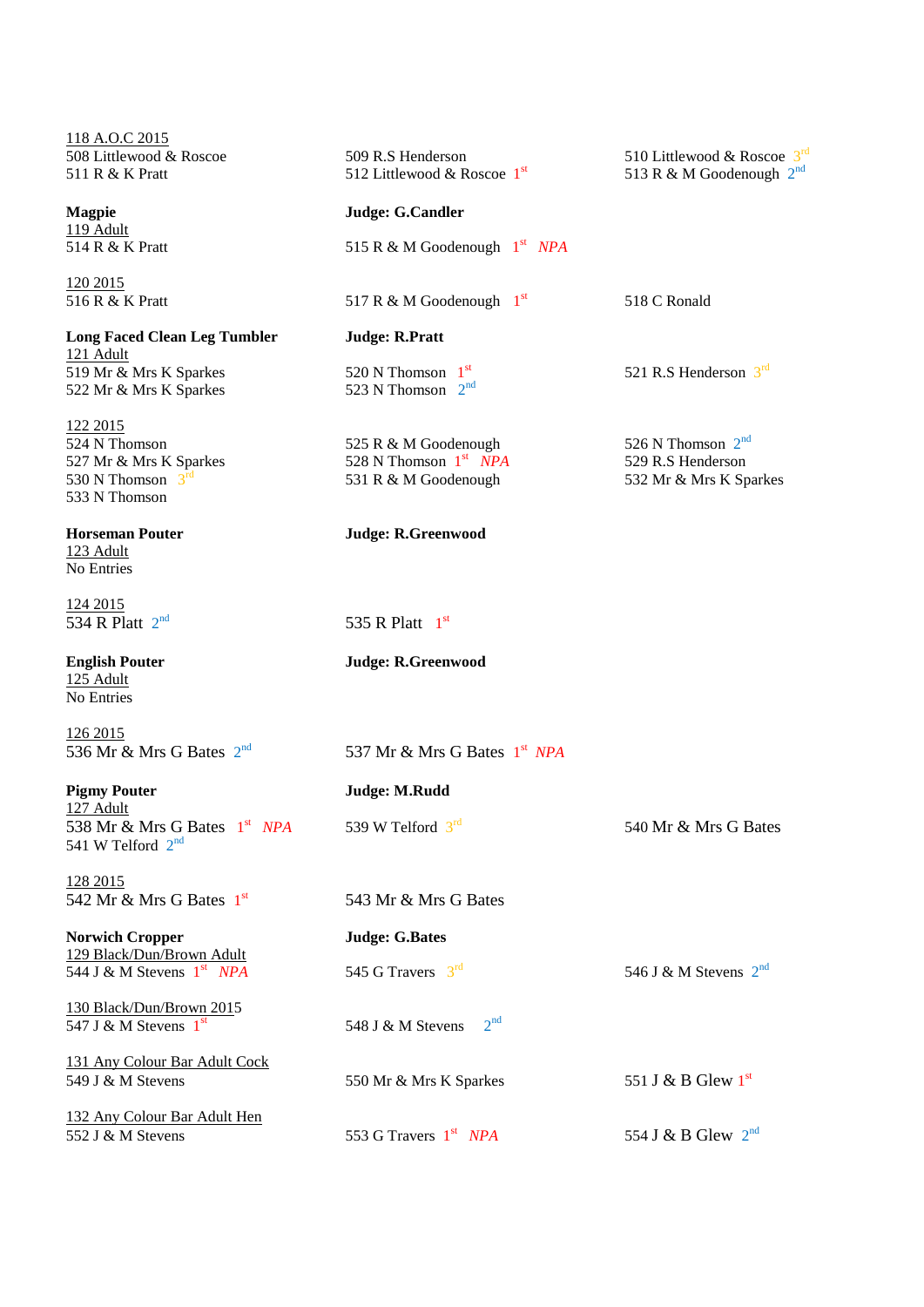118 A.O.C 2015

508 Littlewood & Roscoe
509 R.S Henderson
510 Littlewood & Roscoe 3rd
511 R & K Pratt
512 Littlewood & Roscoe 1st
513 R & M Goodenough 2nd

**Magpie** — **Judge: G.Candler**

119 Adult

514 R & K Pratt
515 R & M Goodenough 1st *NPA*

120 2015

516 R & K Pratt
517 R & M Goodenough 1st
518 C Ronald

**Long Faced Clean Leg Tumbler** — **Judge: R.Pratt**

121 Adult

519 Mr & Mrs K Sparkes
520 N Thomson 1st
521 R.S Henderson 3rd
522 Mr & Mrs K Sparkes
523 N Thomson 2nd

122 2015

524 N Thomson
525 R & M Goodenough
526 N Thomson 2nd
527 Mr & Mrs K Sparkes
528 N Thomson 1st *NPA*
529 R.S Henderson
530 N Thomson 3rd
531 R & M Goodenough
532 Mr & Mrs K Sparkes
533 N Thomson

**Horseman Pouter** — **Judge: R.Greenwood**

123 Adult

No Entries

124 2015

534 R Platt 2nd
535 R Platt 1st

**English Pouter** — **Judge: R.Greenwood**

125 Adult

No Entries

126 2015

536 Mr & Mrs G Bates 2nd
537 Mr & Mrs G Bates 1st *NPA*

**Pigmy Pouter** — **Judge: M.Rudd**

127 Adult

538 Mr & Mrs G Bates 1st *NPA*
539 W Telford 3rd
540 Mr & Mrs G Bates
541 W Telford 2nd

128 2015

542 Mr & Mrs G Bates 1st
543 Mr & Mrs G Bates

**Norwich Cropper** — **Judge: G.Bates**

129 Black/Dun/Brown Adult

544 J & M Stevens 1st *NPA*
545 G Travers 3rd
546 J & M Stevens 2nd

130 Black/Dun/Brown 2015

547 J & M Stevens 1st
548 J & M Stevens 2nd

131 Any Colour Bar Adult Cock

549 J & M Stevens
550 Mr & Mrs K Sparkes
551 J & B Glew 1st

132 Any Colour Bar Adult Hen

552 J & M Stevens
553 G Travers 1st *NPA*
554 J & B Glew 2nd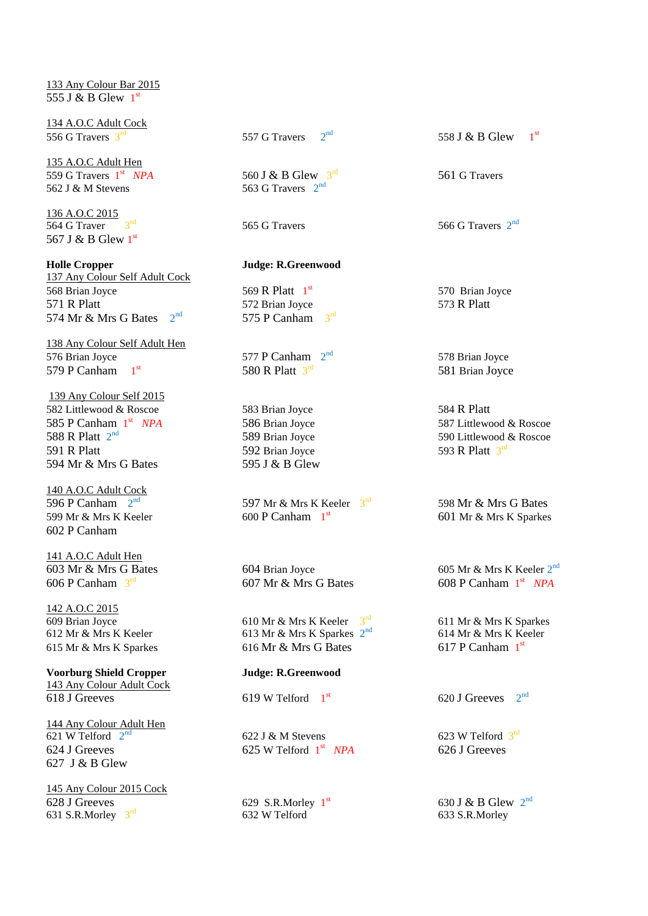133 Any Colour Bar 2015

555 J & B Glew 1st

134 A.O.C Adult Cock

556 G Travers 3rd
557 G Travers 2nd
558 J & B Glew 1st

135 A.O.C Adult Hen

559 G Travers 1st NPA
560 J & B Glew 3rd
561 G Travers
562 J & M Stevens
563 G Travers 2nd

136 A.O.C 2015

564 G Traver 3rd
565 G Travers
566 G Travers 2nd
567 J & B Glew 1st

**Holle Cropper** **Judge: R.Greenwood**

137 Any Colour Self Adult Cock

568 Brian Joyce
569 R Platt 1st
570 Brian Joyce
571 R Platt
572 Brian Joyce
573 R Platt
574 Mr & Mrs G Bates 2nd
575 P Canham 3rd

138 Any Colour Self Adult Hen

576 Brian Joyce
577 P Canham 2nd
578 Brian Joyce
579 P Canham 1st
580 R Platt 3rd
581 Brian Joyce

139 Any Colour Self 2015

582 Littlewood & Roscoe
583 Brian Joyce
584 R Platt
585 P Canham 1st NPA
586 Brian Joyce
587 Littlewood & Roscoe
588 R Platt 2nd
589 Brian Joyce
590 Littlewood & Roscoe
591 R Platt
592 Brian Joyce
593 R Platt 3rd
594 Mr & Mrs G Bates
595 J & B Glew

140 A.O.C Adult Cock

596 P Canham 2nd
597 Mr & Mrs K Keeler 3rd
598 Mr & Mrs G Bates
599 Mr & Mrs K Keeler
600 P Canham 1st
601 Mr & Mrs K Sparkes
602 P Canham

141 A.O.C Adult Hen

603 Mr & Mrs G Bates
604 Brian Joyce
605 Mr & Mrs K Keeler 2nd
606 P Canham 3rd
607 Mr & Mrs G Bates
608 P Canham 1st NPA

142 A.O.C 2015

609 Brian Joyce
610 Mr & Mrs K Keeler 3rd
611 Mr & Mrs K Sparkes
612 Mr & Mrs K Keeler
613 Mr & Mrs K Sparkes 2nd
614 Mr & Mrs K Keeler
615 Mr & Mrs K Sparkes
616 Mr & Mrs G Bates
617 P Canham 1st

**Voorburg Shield Cropper** **Judge: R.Greenwood**

143 Any Colour Adult Cock

618 J Greeves
619 W Telford 1st
620 J Greeves 2nd

144 Any Colour Adult Hen

621 W Telford 2nd
622 J & M Stevens
623 W Telford 3rd
624 J Greeves
625 W Telford 1st NPA
626 J Greeves
627 J & B Glew

145 Any Colour 2015 Cock

628 J Greeves
629 S.R.Morley 1st
630 J & B Glew 2nd
631 S.R.Morley 3rd
632 W Telford
633 S.R.Morley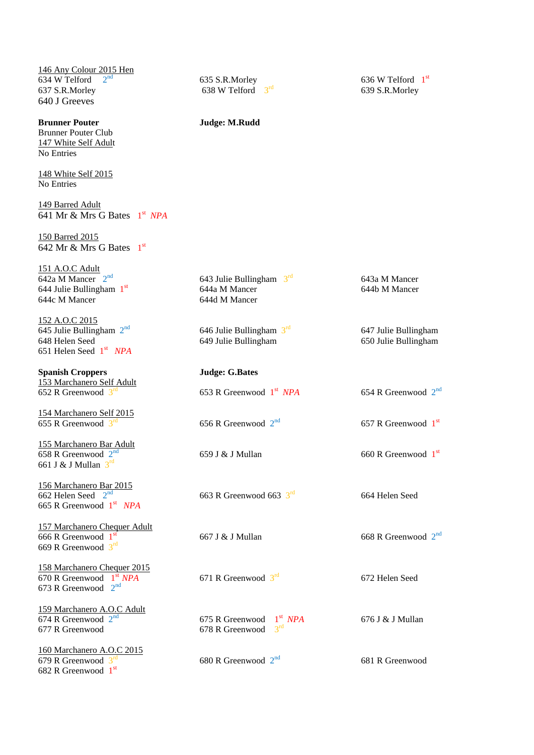146 Any Colour 2015 Hen

634 W Telford 2nd
637 S.R.Morley
640 J Greeves
635 S.R.Morley
638 W Telford 3rd
636 W Telford 1st
639 S.R.Morley

**Brunner Pouter** **Judge: M.Rudd**

Brunner Pouter Club

147 White Self Adult

No Entries

148 White Self 2015

No Entries

149 Barred Adult

641 Mr & Mrs G Bates 1st *NPA*

150 Barred 2015

642 Mr & Mrs G Bates 1st

151 A.O.C Adult

642a M Mancer 2nd
644 Julie Bullingham 1st
644c M Mancer
643 Julie Bullingham 3rd
644a M Mancer
644d M Mancer
643a M Mancer
644b M Mancer

152 A.O.C 2015

645 Julie Bullingham 2nd
648 Helen Seed
651 Helen Seed 1st *NPA*
646 Julie Bullingham 3rd
649 Julie Bullingham
647 Julie Bullingham
650 Julie Bullingham

**Spanish Croppers** **Judge: G.Bates**

153 Marchanero Self Adult

652 R Greenwood 3rd
653 R Greenwood 1st *NPA*
654 R Greenwood 2nd

154 Marchanero Self 2015

655 R Greenwood 3rd
656 R Greenwood 2nd
657 R Greenwood 1st

155 Marchanero Bar Adult

658 R Greenwood 2nd
661 J & J Mullan 3rd
659 J & J Mullan
660 R Greenwood 1st

156 Marchanero Bar 2015

662 Helen Seed 2nd
665 R Greenwood 1st *NPA*
663 R Greenwood 663 3rd
664 Helen Seed

157 Marchanero Chequer Adult

666 R Greenwood 1st
669 R Greenwood 3rd
667 J & J Mullan
668 R Greenwood 2nd

158 Marchanero Chequer 2015

670 R Greenwood 1st *NPA*
673 R Greenwood 2nd
671 R Greenwood 3rd
672 Helen Seed

159 Marchanero A.O.C Adult

674 R Greenwood 2nd
677 R Greenwood
675 R Greenwood 1st *NPA*
678 R Greenwood 3rd
676 J & J Mullan

160 Marchanero A.O.C 2015

679 R Greenwood 3rd
682 R Greenwood 1st
680 R Greenwood 2nd
681 R Greenwood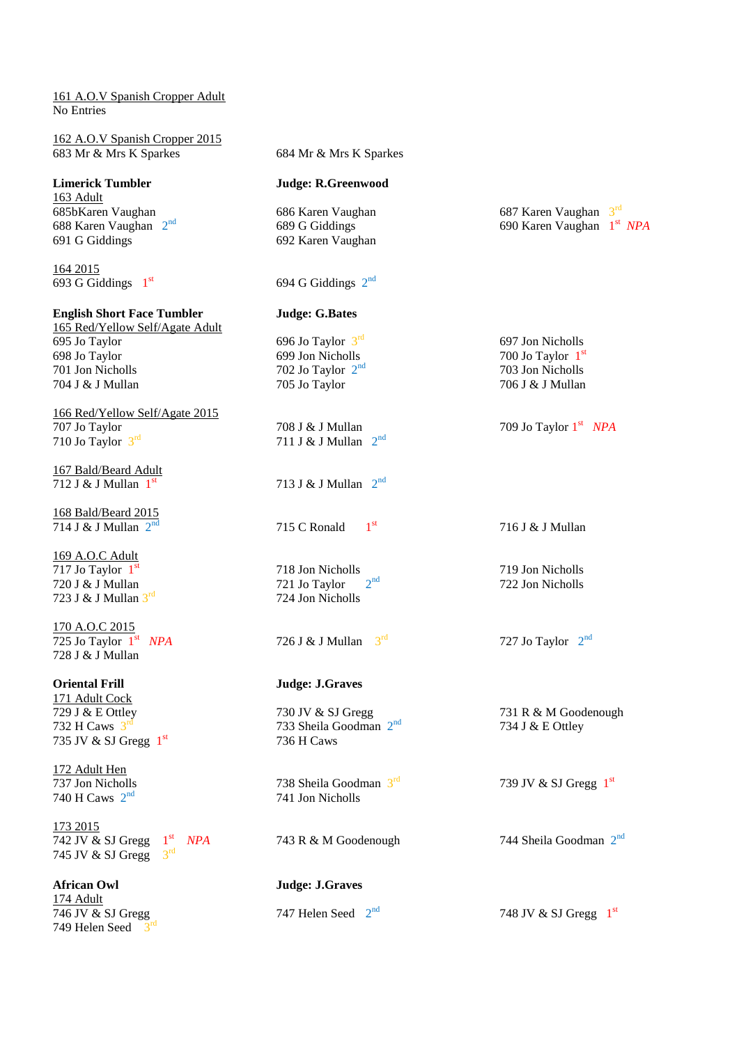161 A.O.V Spanish Cropper Adult
No Entries

162 A.O.V Spanish Cropper 2015
683 Mr & Mrs K Sparkes
684 Mr & Mrs K Sparkes

**Limerick Tumbler** **Judge: R.Greenwood**

163 Adult
685bKaren Vaughan
686 Karen Vaughan
687 Karen Vaughan 3rd
688 Karen Vaughan 2nd
689 G Giddings
690 Karen Vaughan 1st *NPA*
691 G Giddings
692 Karen Vaughan

164 2015
693 G Giddings 1st
694 G Giddings 2nd

**English Short Face Tumbler** **Judge: G.Bates**

165 Red/Yellow Self/Agate Adult
695 Jo Taylor
696 Jo Taylor 3rd
697 Jon Nicholls
698 Jo Taylor
699 Jon Nicholls
700 Jo Taylor 1st
701 Jon Nicholls
702 Jo Taylor 2nd
703 Jon Nicholls
704 J & J Mullan
705 Jo Taylor
706 J & J Mullan

166 Red/Yellow Self/Agate 2015
707 Jo Taylor
708 J & J Mullan
709 Jo Taylor 1st *NPA*
710 Jo Taylor 3rd
711 J & J Mullan 2nd

167 Bald/Beard Adult
712 J & J Mullan 1st
713 J & J Mullan 2nd

168 Bald/Beard 2015
714 J & J Mullan 2nd
715 C Ronald 1st
716 J & J Mullan

169 A.O.C Adult
717 Jo Taylor 1st
718 Jon Nicholls
719 Jon Nicholls
720 J & J Mullan
721 Jo Taylor 2nd
722 Jon Nicholls
723 J & J Mullan 3rd
724 Jon Nicholls

170 A.O.C 2015
725 Jo Taylor 1st *NPA*
726 J & J Mullan 3rd
727 Jo Taylor 2nd
728 J & J Mullan

**Oriental Frill** **Judge: J.Graves**

171 Adult Cock
729 J & E Ottley
730 JV & SJ Gregg
731 R & M Goodenough
732 H Caws 3rd
733 Sheila Goodman 2nd
734 J & E Ottley
735 JV & SJ Gregg 1st
736 H Caws

172 Adult Hen
737 Jon Nicholls
738 Sheila Goodman 3rd
739 JV & SJ Gregg 1st
740 H Caws 2nd
741 Jon Nicholls

173 2015
742 JV & SJ Gregg 1st *NPA*
743 R & M Goodenough
744 Sheila Goodman 2nd
745 JV & SJ Gregg 3rd

**African Owl** **Judge: J.Graves**

174 Adult
746 JV & SJ Gregg
747 Helen Seed 2nd
748 JV & SJ Gregg 1st
749 Helen Seed 3rd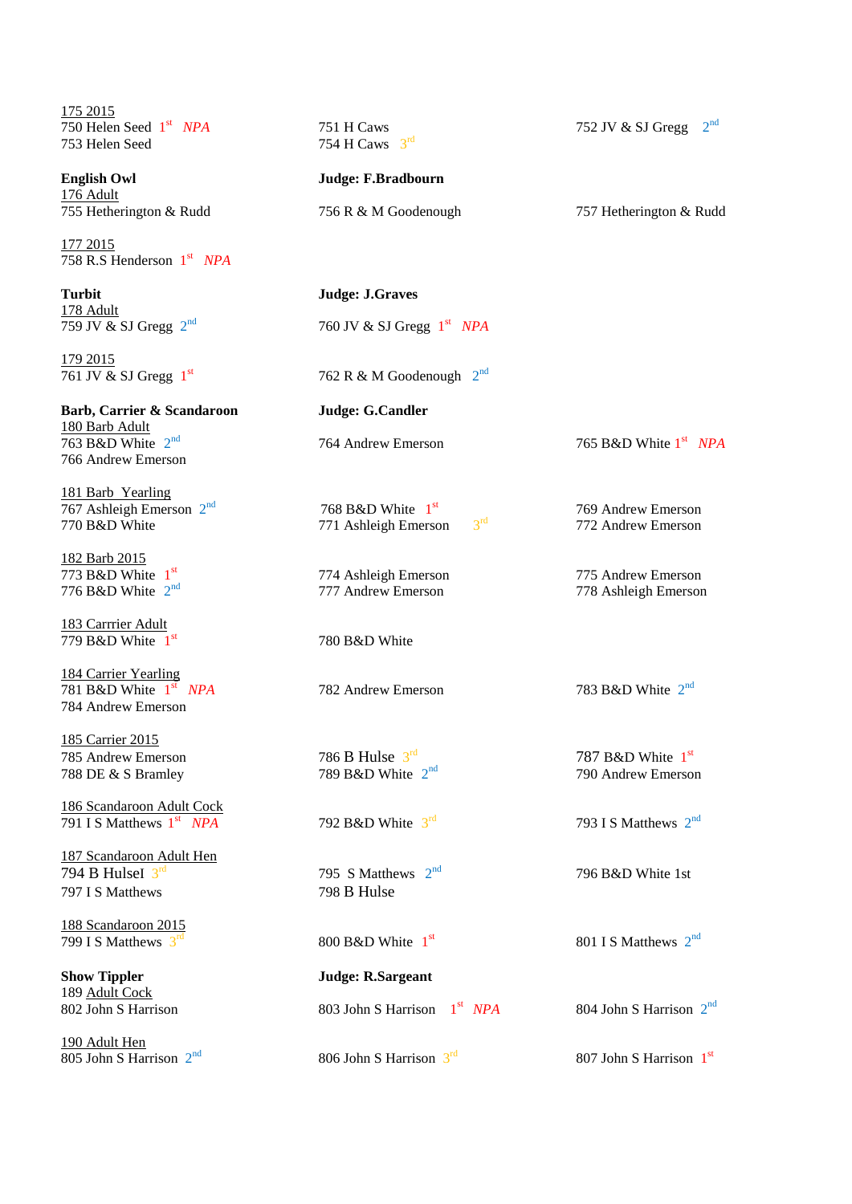175 2015
750 Helen Seed 1st *NPA*
751 H Caws
752 JV & SJ Gregg 2nd
753 Helen Seed
754 H Caws 3rd

**English Owl** **Judge: F.Bradbourn**

176 Adult
755 Hetherington & Rudd
756 R & M Goodenough
757 Hetherington & Rudd

177 2015
758 R.S Henderson 1st *NPA*

**Turbit** **Judge: J.Graves**

178 Adult
759 JV & SJ Gregg 2nd
760 JV & SJ Gregg 1st *NPA*

179 2015
761 JV & SJ Gregg 1st
762 R & M Goodenough 2nd

**Barb, Carrier & Scandaroon** **Judge: G.Candler**

180 Barb Adult
763 B&D White 2nd
764 Andrew Emerson
765 B&D White 1st *NPA*
766 Andrew Emerson

181 Barb Yearling
767 Ashleigh Emerson 2nd
768 B&D White 1st
769 Andrew Emerson
770 B&D White
771 Ashleigh Emerson 3rd
772 Andrew Emerson

182 Barb 2015
773 B&D White 1st
774 Ashleigh Emerson
775 Andrew Emerson
776 B&D White 2nd
777 Andrew Emerson
778 Ashleigh Emerson

183 Carrrier Adult
779 B&D White 1st
780 B&D White

184 Carrier Yearling
781 B&D White 1st *NPA*
782 Andrew Emerson
783 B&D White 2nd
784 Andrew Emerson

185 Carrier 2015
785 Andrew Emerson
786 B Hulse 3rd
787 B&D White 1st
788 DE & S Bramley
789 B&D White 2nd
790 Andrew Emerson

186 Scandaroon Adult Cock
791 I S Matthews 1st *NPA*
792 B&D White 3rd
793 I S Matthews 2nd

187 Scandaroon Adult Hen
794 B HulseI 3rd
795 S Matthews 2nd
796 B&D White 1st
797 I S Matthews
798 B Hulse

188 Scandaroon 2015
799 I S Matthews 3rd
800 B&D White 1st
801 I S Matthews 2nd

**Show Tippler** **Judge: R.Sargeant**

189 Adult Cock
802 John S Harrison
803 John S Harrison 1st *NPA*
804 John S Harrison 2nd

190 Adult Hen
805 John S Harrison 2nd
806 John S Harrison 3rd
807 John S Harrison 1st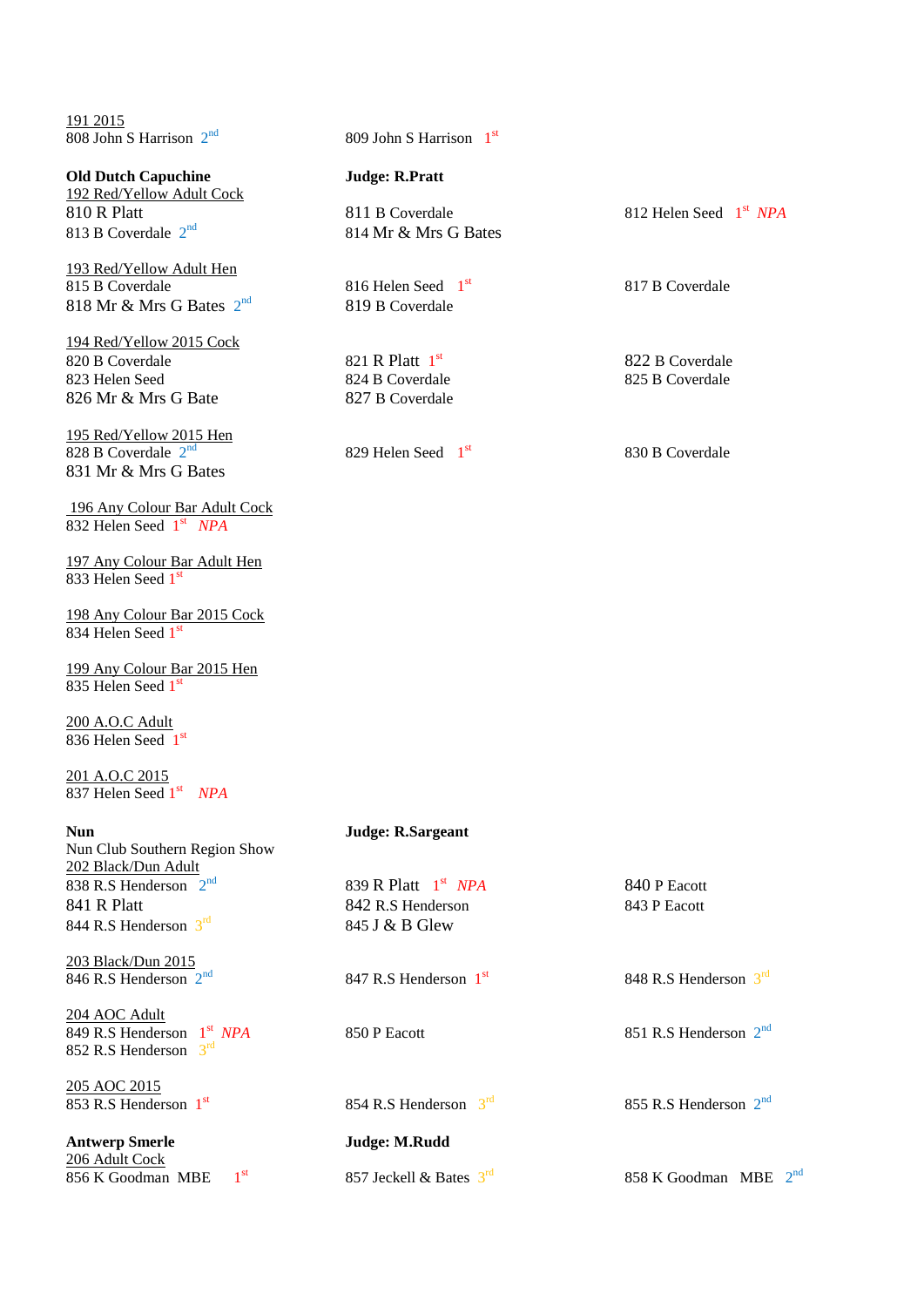191 2015

808 John S Harrison 2nd

809 John S Harrison 1st

**Old Dutch Capuchine** — **Judge: R.Pratt**

192 Red/Yellow Adult Cock

810 R Platt
811 B Coverdale
812 Helen Seed 1st *NPA*
813 B Coverdale 2nd
814 Mr & Mrs G Bates

193 Red/Yellow Adult Hen

815 B Coverdale
816 Helen Seed 1st
817 B Coverdale
818 Mr & Mrs G Bates 2nd
819 B Coverdale

194 Red/Yellow 2015 Cock

820 B Coverdale
821 R Platt 1st
822 B Coverdale
823 Helen Seed
824 B Coverdale
825 B Coverdale
826 Mr & Mrs G Bate
827 B Coverdale

195 Red/Yellow 2015 Hen

828 B Coverdale 2nd
829 Helen Seed 1st
830 B Coverdale
831 Mr & Mrs G Bates

196 Any Colour Bar Adult Cock

832 Helen Seed 1st *NPA*

197 Any Colour Bar Adult Hen

833 Helen Seed 1st

198 Any Colour Bar 2015 Cock

834 Helen Seed 1st

199 Any Colour Bar 2015 Hen

835 Helen Seed 1st

200 A.O.C Adult

836 Helen Seed 1st

201 A.O.C 2015

837 Helen Seed 1st *NPA*

**Nun** — **Judge: R.Sargeant**

Nun Club Southern Region Show

202 Black/Dun Adult

838 R.S Henderson 2nd
839 R Platt 1st *NPA*
840 P Eacott
841 R Platt
842 R.S Henderson
843 P Eacott
844 R.S Henderson 3rd
845 J & B Glew

203 Black/Dun 2015

846 R.S Henderson 2nd
847 R.S Henderson 1st
848 R.S Henderson 3rd

204 AOC Adult

849 R.S Henderson 1st *NPA*
850 P Eacott
851 R.S Henderson 2nd
852 R.S Henderson 3rd

205 AOC 2015

853 R.S Henderson 1st
854 R.S Henderson 3rd
855 R.S Henderson 2nd

**Antwerp Smerle** — **Judge: M.Rudd**

206 Adult Cock

856 K Goodman MBE 1st
857 Jeckell & Bates 3rd
858 K Goodman MBE 2nd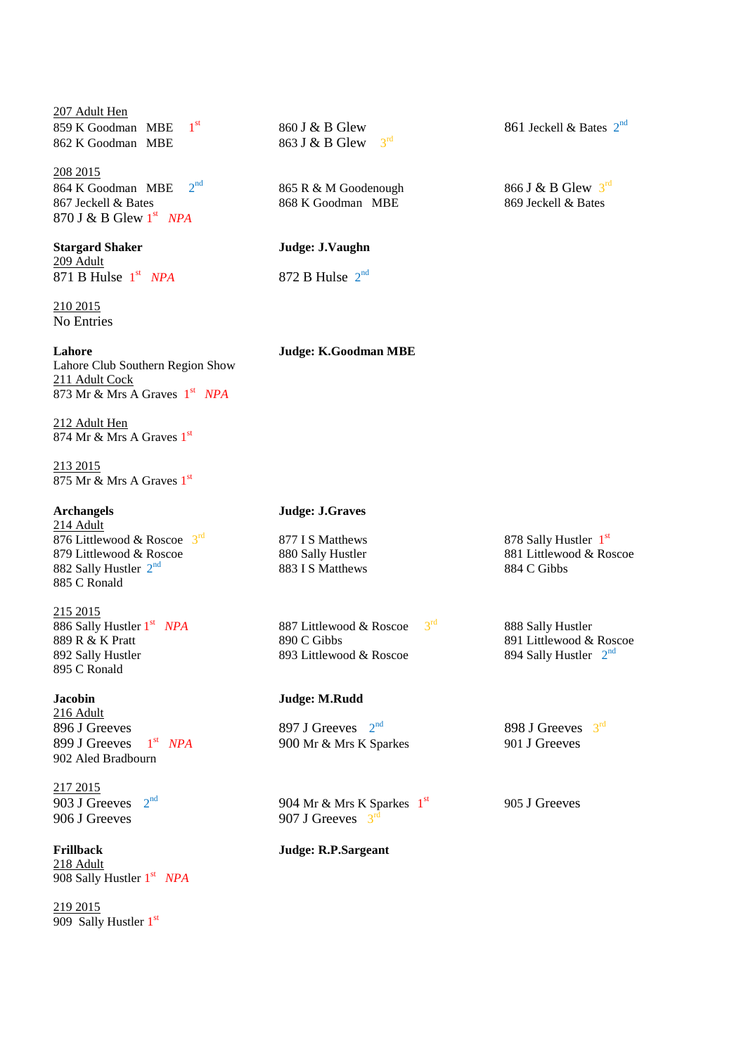207 Adult Hen

859 K Goodman MBE 1st
862 K Goodman MBE
860 J & B Glew
863 J & B Glew 3rd
861 Jeckell & Bates 2nd

208 2015

864 K Goodman MBE 2nd
867 Jeckell & Bates
870 J & B Glew 1st *NPA*
865 R & M Goodenough
868 K Goodman MBE
866 J & B Glew 3rd
869 Jeckell & Bates

**Stargard Shaker** **Judge: J.Vaughn**

209 Adult

871 B Hulse 1st *NPA*
872 B Hulse 2nd

210 2015

No Entries

**Lahore** **Judge: K.Goodman MBE**

Lahore Club Southern Region Show

211 Adult Cock

873 Mr & Mrs A Graves 1st *NPA*

212 Adult Hen

874 Mr & Mrs A Graves 1st

213 2015

875 Mr & Mrs A Graves 1st

**Archangels** **Judge: J.Graves**

214 Adult

876 Littlewood & Roscoe 3rd
879 Littlewood & Roscoe
882 Sally Hustler 2nd
885 C Ronald
877 I S Matthews
880 Sally Hustler
883 I S Matthews
878 Sally Hustler 1st
881 Littlewood & Roscoe
884 C Gibbs

215 2015

886 Sally Hustler 1st *NPA*
889 R & K Pratt
892 Sally Hustler
895 C Ronald
887 Littlewood & Roscoe 3rd
890 C Gibbs
893 Littlewood & Roscoe
888 Sally Hustler
891 Littlewood & Roscoe
894 Sally Hustler 2nd

**Jacobin** **Judge: M.Rudd**

216 Adult

896 J Greeves
899 J Greeves 1st *NPA*
902 Aled Bradbourn
897 J Greeves 2nd
900 Mr & Mrs K Sparkes
898 J Greeves 3rd
901 J Greeves

217 2015

903 J Greeves 2nd
906 J Greeves
904 Mr & Mrs K Sparkes 1st
907 J Greeves 3rd
905 J Greeves

**Frillback** **Judge: R.P.Sargeant**

218 Adult

908 Sally Hustler 1st *NPA*

219 2015

909 Sally Hustler 1st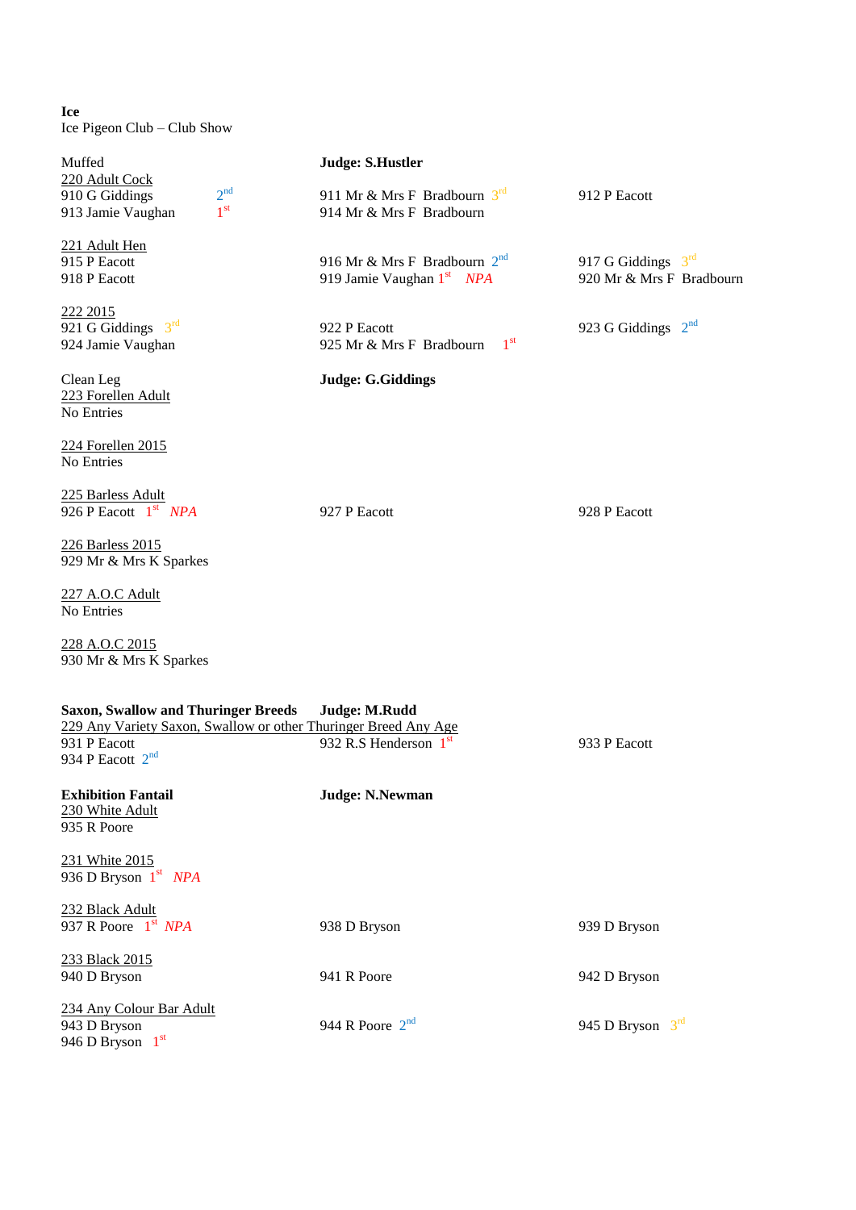**Ice**
Ice Pigeon Club – Club Show

Muffed **Judge: S.Hustler**

220 Adult Cock

910 G Giddings 2nd | 911 Mr & Mrs F Bradbourn 3rd | 912 P Eacott
913 Jamie Vaughan 1st | 914 Mr & Mrs F Bradbourn

221 Adult Hen

915 P Eacott | 916 Mr & Mrs F Bradbourn 2nd | 917 G Giddings 3rd
918 P Eacott | 919 Jamie Vaughan 1st *NPA* | 920 Mr & Mrs F Bradbourn

222 2015

921 G Giddings 3rd | 922 P Eacott | 923 G Giddings 2nd
924 Jamie Vaughan | 925 Mr & Mrs F Bradbourn 1st

Clean Leg **Judge: G.Giddings**

223 Forellen Adult
No Entries

224 Forellen 2015
No Entries

225 Barless Adult

926 P Eacott 1st *NPA* | 927 P Eacott | 928 P Eacott

226 Barless 2015

929 Mr & Mrs K Sparkes

227 A.O.C Adult
No Entries

228 A.O.C 2015

930 Mr & Mrs K Sparkes

**Saxon, Swallow and Thuringer Breeds** **Judge: M.Rudd**

229 Any Variety Saxon, Swallow or other Thuringer Breed Any Age

931 P Eacott | 932 R.S Henderson 1st | 933 P Eacott
934 P Eacott 2nd

**Exhibition Fantail** **Judge: N.Newman**

230 White Adult

935 R Poore

231 White 2015

936 D Bryson 1st *NPA*

232 Black Adult

937 R Poore 1st *NPA* | 938 D Bryson | 939 D Bryson

233 Black 2015

940 D Bryson | 941 R Poore | 942 D Bryson

234 Any Colour Bar Adult

943 D Bryson | 944 R Poore 2nd | 945 D Bryson 3rd
946 D Bryson 1st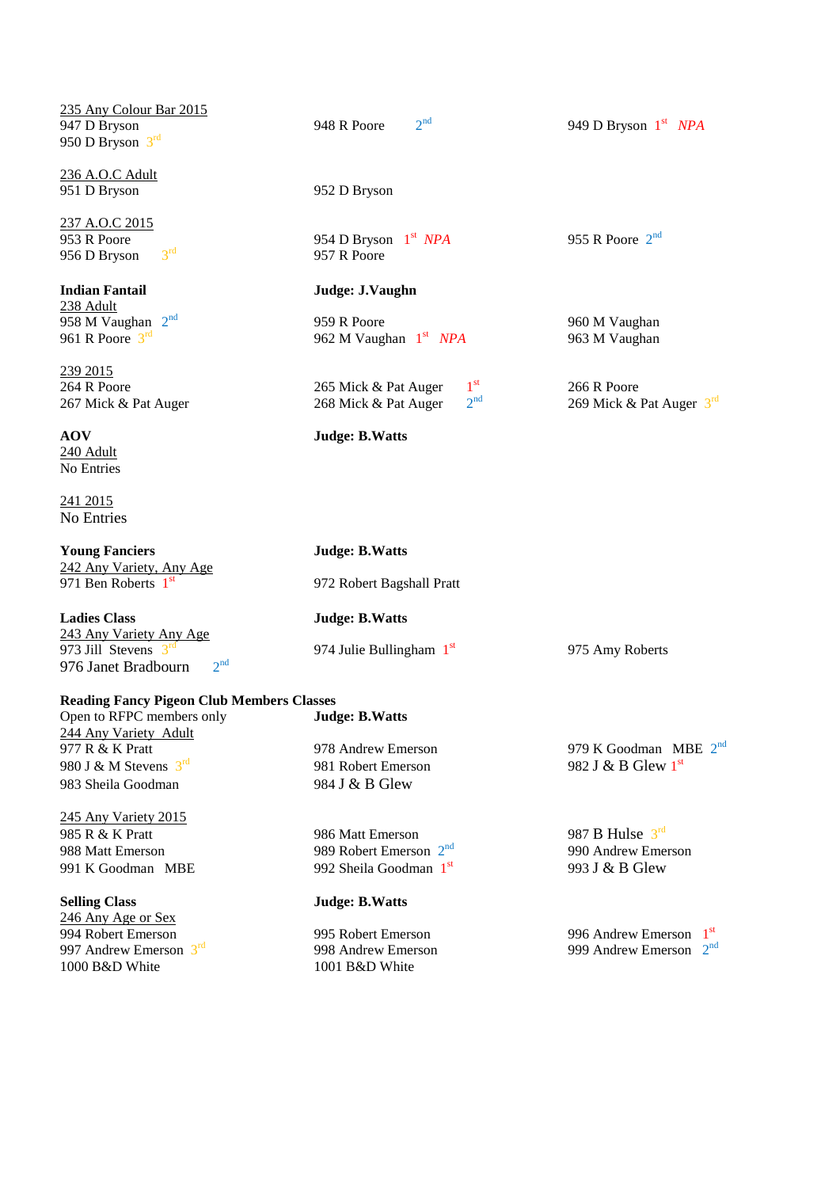235 Any Colour Bar 2015

947 D Bryson
948 R Poore 2nd
949 D Bryson 1st *NPA*
950 D Bryson 3rd

236 A.O.C Adult

951 D Bryson
952 D Bryson

237 A.O.C 2015

953 R Poore
954 D Bryson 1st *NPA*
955 R Poore 2nd
956 D Bryson 3rd
957 R Poore

**Indian Fantail** **Judge: J.Vaughn**

238 Adult

958 M Vaughan 2nd
959 R Poore
960 M Vaughan
961 R Poore 3rd
962 M Vaughan 1st *NPA*
963 M Vaughan

239 2015

264 R Poore
265 Mick & Pat Auger 1st
266 R Poore
267 Mick & Pat Auger
268 Mick & Pat Auger 2nd
269 Mick & Pat Auger 3rd

**AOV** **Judge: B.Watts**

240 Adult

No Entries

241 2015

No Entries

**Young Fanciers** **Judge: B.Watts**

242 Any Variety, Any Age

971 Ben Roberts 1st
972 Robert Bagshall Pratt

**Ladies Class** **Judge: B.Watts**

243 Any Variety Any Age

973 Jill Stevens 3rd
974 Julie Bullingham 1st
975 Amy Roberts
976 Janet Bradbourn 2nd

**Reading Fancy Pigeon Club Members Classes**

Open to RFPC members only **Judge: B.Watts**

244 Any Variety Adult

977 R & K Pratt
978 Andrew Emerson
979 K Goodman MBE 2nd
980 J & M Stevens 3rd
981 Robert Emerson
982 J & B Glew 1st
983 Sheila Goodman
984 J & B Glew

245 Any Variety 2015

985 R & K Pratt
986 Matt Emerson
987 B Hulse 3rd
988 Matt Emerson
989 Robert Emerson 2nd
990 Andrew Emerson
991 K Goodman MBE
992 Sheila Goodman 1st
993 J & B Glew

**Selling Class** **Judge: B.Watts**

246 Any Age or Sex

994 Robert Emerson
995 Robert Emerson
996 Andrew Emerson 1st
997 Andrew Emerson 3rd
998 Andrew Emerson
999 Andrew Emerson 2nd
1000 B&D White
1001 B&D White